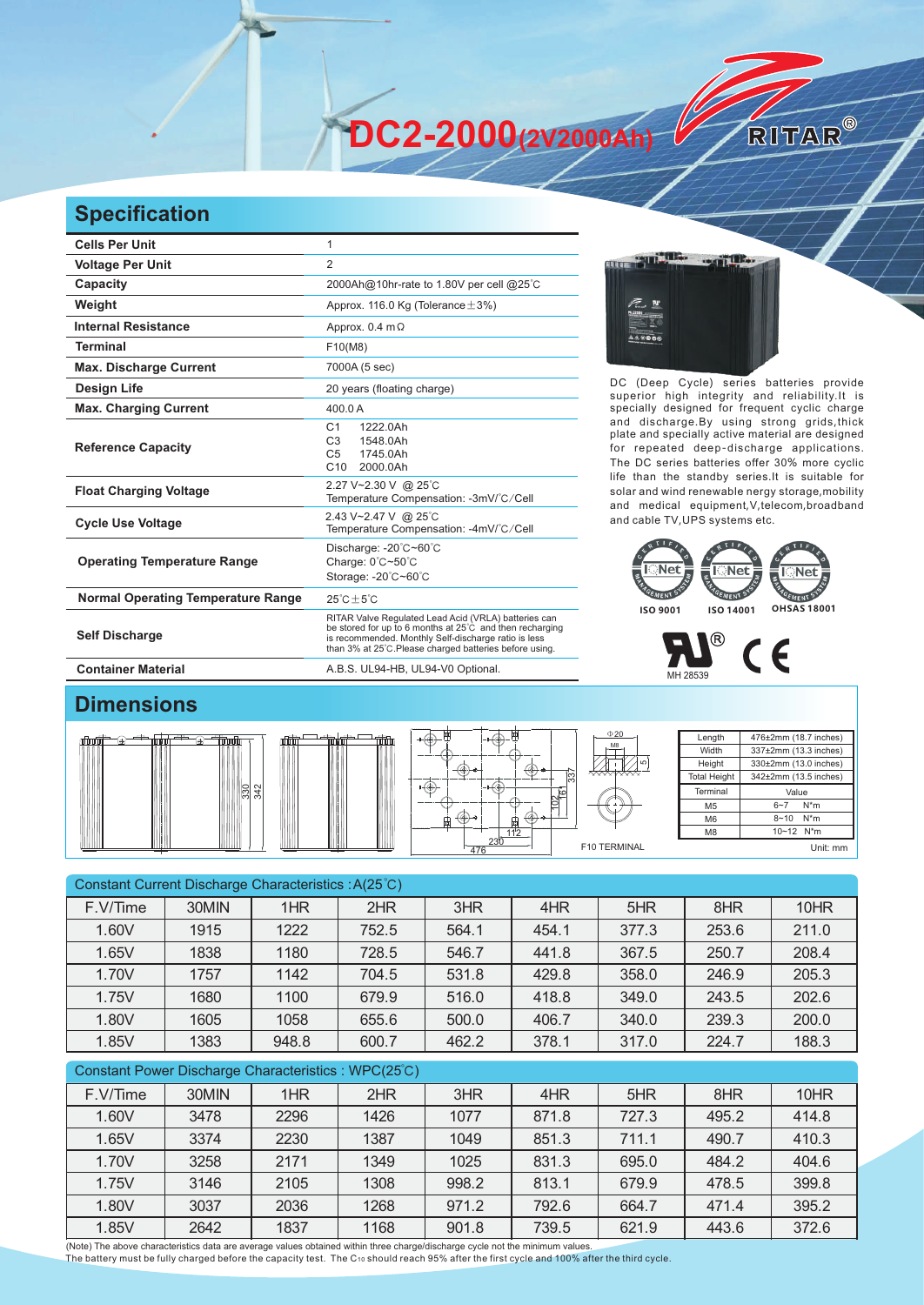# DC2-2000(2V2000Ah)

RITAR®

## Specification

| | |
|---|---|
| **Cells Per Unit** | 1 |
| **Voltage Per Unit** | 2 |
| **Capacity** | 2000Ah@10hr-rate to 1.80V per cell @25°C |
| **Weight** | Approx. 116.0 Kg (Tolerance ± 3%) |
| **Internal Resistance** | Approx. 0.4 mΩ |
| **Terminal** | F10(M8) |
| **Max. Discharge Current** | 7000A (5 sec) |
| **Design Life** | 20 years (floating charge) |
| **Max. Charging Current** | 400.0 A |
| **Reference Capacity** | C1 1222.0Ah<br>C3 1548.0Ah<br>C5 1745.0Ah<br>C10 2000.0Ah |
| **Float Charging Voltage** | 2.27 V~2.30 V @ 25°C<br>Temperature Compensation: -3mV/°C/Cell |
| **Cycle Use Voltage** | 2.43 V~2.47 V @ 25°C<br>Temperature Compensation: -4mV/°C/Cell |
| **Operating Temperature Range** | Discharge: -20°C~60°C<br>Charge: 0°C~50°C<br>Storage: -20°C~60°C |
| **Normal Operating Temperature Range** | 25°C ± 5°C |
| **Self Discharge** | RITAR Valve Regulated Lead Acid (VRLA) batteries can be stored for up to 6 months at 25°C and then recharging is recommended. Monthly Self-discharge ratio is less than 3% at 25°C.Please charged batteries before using. |
| **Container Material** | A.B.S. UL94-HB, UL94-V0 Optional. |

DC (Deep Cycle) series batteries provide superior high integrity and reliability.It is specially designed for frequent cyclic charge and discharge.By using strong grids,thick plate and specially active material are designed for repeated deep-discharge applications. The DC series batteries offer 30% more cyclic life than the standby series.It is suitable for solar and wind renewable nergy storage,mobility and medical equipment,V,telecom,broadband and cable TV,UPS systems etc.

ISO 9001 ISO 14001 OHSAS 18001

MH 28539

## Dimensions

| | |
|---|---|
| Length | 476±2mm (18.7 inches) |
| Width | 337±2mm (13.3 inches) |
| Height | 330±2mm (13.0 inches) |
| Total Height | 342±2mm (13.5 inches) |

| Terminal | Value |
|---|---|
| M5 | 6~7 N*m |
| M6 | 8~10 N*m |
| M8 | 10~12 N*m |

F10 TERMINAL

Unit: mm

### Constant Current Discharge Characteristics : A(25°C)

| F.V/Time | 30MIN | 1HR | 2HR | 3HR | 4HR | 5HR | 8HR | 10HR |
|---|---|---|---|---|---|---|---|---|
| 1.60V | 1915 | 1222 | 752.5 | 564.1 | 454.1 | 377.3 | 253.6 | 211.0 |
| 1.65V | 1838 | 1180 | 728.5 | 546.7 | 441.8 | 367.5 | 250.7 | 208.4 |
| 1.70V | 1757 | 1142 | 704.5 | 531.8 | 429.8 | 358.0 | 246.9 | 205.3 |
| 1.75V | 1680 | 1100 | 679.9 | 516.0 | 418.8 | 349.0 | 243.5 | 202.6 |
| 1.80V | 1605 | 1058 | 655.6 | 500.0 | 406.7 | 340.0 | 239.3 | 200.0 |
| 1.85V | 1383 | 948.8 | 600.7 | 462.2 | 378.1 | 317.0 | 224.7 | 188.3 |

### Constant Power Discharge Characteristics : WPC(25°C)

| F.V/Time | 30MIN | 1HR | 2HR | 3HR | 4HR | 5HR | 8HR | 10HR |
|---|---|---|---|---|---|---|---|---|
| 1.60V | 3478 | 2296 | 1426 | 1077 | 871.8 | 727.3 | 495.2 | 414.8 |
| 1.65V | 3374 | 2230 | 1387 | 1049 | 851.3 | 711.1 | 490.7 | 410.3 |
| 1.70V | 3258 | 2171 | 1349 | 1025 | 831.3 | 695.0 | 484.2 | 404.6 |
| 1.75V | 3146 | 2105 | 1308 | 998.2 | 813.1 | 679.9 | 478.5 | 399.8 |
| 1.80V | 3037 | 2036 | 1268 | 971.2 | 792.6 | 664.7 | 471.4 | 395.2 |
| 1.85V | 2642 | 1837 | 1168 | 901.8 | 739.5 | 621.9 | 443.6 | 372.6 |

(Note) The above characteristics data are average values obtained within three charge/discharge cycle not the minimum values.
The battery must be fully charged before the capacity test. The $C_{10}$ should reach 95% after the first cycle and 100% after the third cycle.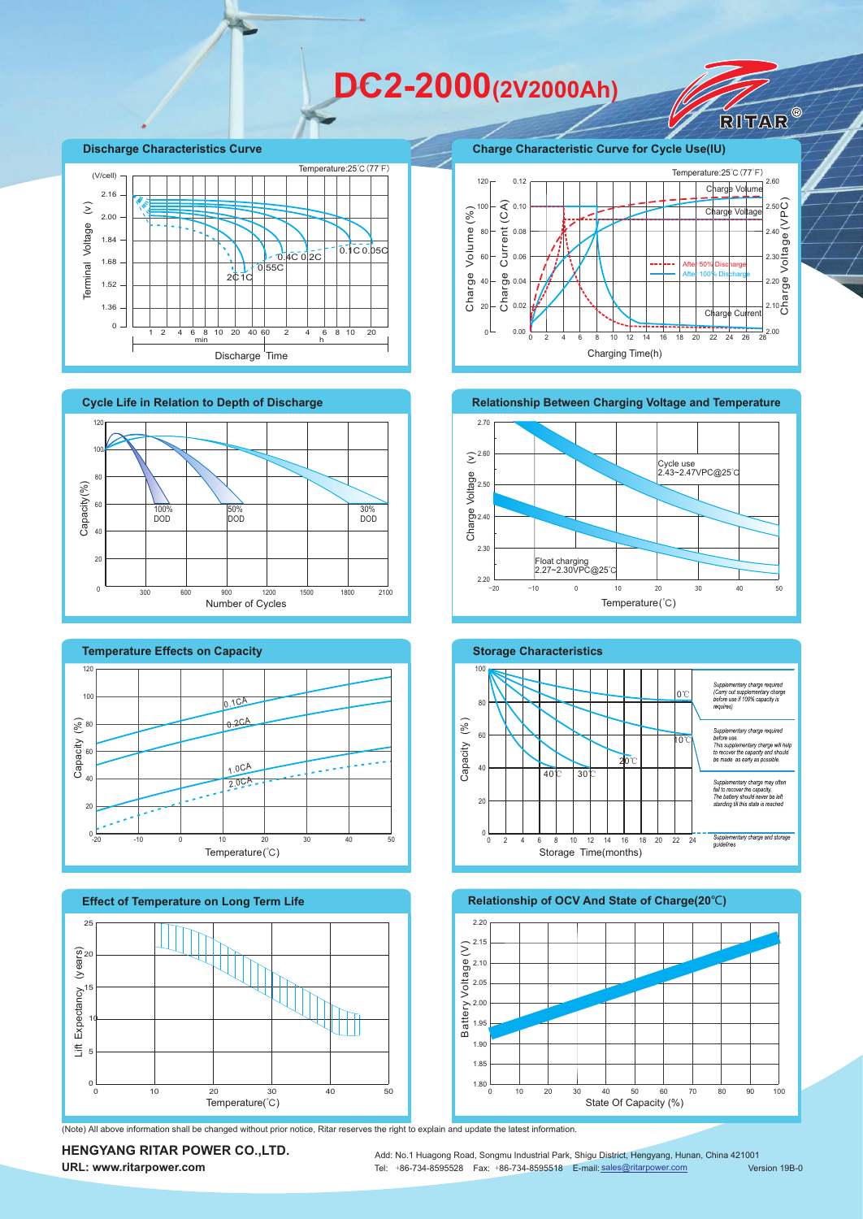# DC2-2000(2V2000Ah)

RITAR®

## Discharge Characteristics Curve

Temperature:25°C (77°F)

(V/cell)

Terminal Voltage (v)

2.16
2.00
1.84
1.68
1.52
1.36
0

2C 1C 0.55C 0.4C 0.2C 0.1C 0.05C

1 2 4 6 8 10 20 40 60 2 4 6 8 10 20

min h

Discharge Time

## Charge Characteristic Curve for Cycle Use(IU)

Temperature:25°C (77°F)

Charge Volume (%)
Charge Current (CA)
Charge Voltage (VPC)

120 0.12 2.60
100 0.10 2.50
80 0.08 2.40
60 0.06 2.30
40 0.04 2.20
20 0.02 2.10
0 0.00 2.00

Charge Volume
Charge Voltage
After 50% Discharge
After 100% Discharge
Charge Current

0 2 4 6 8 10 12 14 16 18 20 22 24 26 28

Charging Time(h)

## Cycle Life in Relation to Depth of Discharge

Capacity(%)

120
100
80
60
40
20
0

100% DOD
50% DOD
30% DOD

300 600 900 1200 1500 1800 2100

Number of Cycles

## Relationship Between Charging Voltage and Temperature

Charge Voltage (v)

2.70
2.60
2.50
2.40
2.30
2.20

Cycle use
2.43~2.47VPC@25°C

Float charging
2.27~2.30VPC@25°C

−20 −10 0 10 20 30 40 50

Temperature(°C)

## Temperature Effects on Capacity

Capacity (%)

120
100
80
60
40
20
0

0.1CA
0.2CA
1.0CA
2.0CA

-20 -10 0 10 20 30 40 50

Temperature(°C)

## Storage Characteristics

Capacity (%)

100
80
60
40
20
0

0°C
10°C
20°C
30°C
40°C

0 2 4 6 8 10 12 14 16 18 20 22 24

Storage Time(months)

Supplementary charge required
(Carry out supplementary charge before use if 100% capacity is requires)

Supplementary charge required before use.
This supplementary charge will help to recover the capacity and should be made as early as possible.

Supplementary charge may often fail to recover the capacity.
The battery should never be left standing till this state is reached

Supplementary charge and storage guidelines

## Effect of Temperature on Long Term Life

Lift Expectancy (years)

25
20
15
10
5
0

0 10 20 30 40 50

Temperature(°C)

## Relationship of OCV And State of Charge(20°C)

Battery Voltage (V)

2.20
2.15
2.10
2.05
2.00
1.95
1.90
1.85
1.80

0 10 20 30 40 50 60 70 80 90 100

State Of Capacity (%)

(Note) All above information shall be changed without prior notice, Ritar reserves the right to explain and update the latest information.

**HENGYANG RITAR POWER CO.,LTD.**
**URL: www.ritarpower.com**

Add: No.1 Huagong Road, Songmu Industrial Park, Shigu District, Hengyang, Hunan, China 421001
Tel: +86-734-8595528 Fax: +86-734-8595518 E-mail: sales@ritarpower.com

Version 19B-0